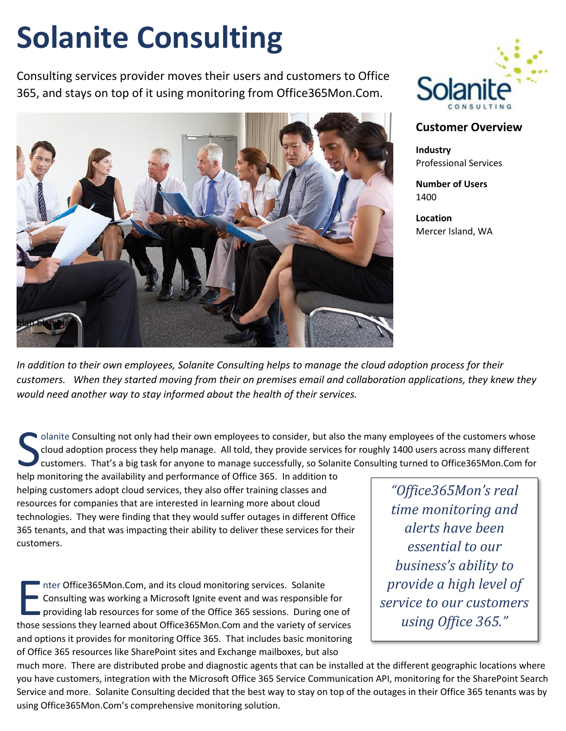# Solanite Consulting

Consulting services provider moves their users and customers to Office 365, and stays on top of it using monitoring from Office365Mon.Com.

blah blah blah

## Customer Overview

**Industry**
Professional Services

**Number of Users**
1400

**Location**
Mercer Island, WA

*In addition to their own employees, Solanite Consulting helps to manage the cloud adoption process for their customers. When they started moving from their on premises email and collaboration applications, they knew they would need another way to stay informed about the health of their services.*

Solanite Consulting not only had their own employees to consider, but also the many employees of the customers whose cloud adoption process they help manage. All told, they provide services for roughly 1400 users across many different customers. That's a big task for anyone to manage successfully, so Solanite Consulting turned to Office365Mon.Com for help monitoring the availability and performance of Office 365. In addition to helping customers adopt cloud services, they also offer training classes and resources for companies that are interested in learning more about cloud technologies. They were finding that they would suffer outages in different Office 365 tenants, and that was impacting their ability to deliver these services for their customers.

> *"Office365Mon's real time monitoring and alerts have been essential to our business's ability to provide a high level of service to our customers using Office 365."*

Enter Office365Mon.Com, and its cloud monitoring services. Solanite Consulting was working a Microsoft Ignite event and was responsible for providing lab resources for some of the Office 365 sessions. During one of those sessions they learned about Office365Mon.Com and the variety of services and options it provides for monitoring Office 365. That includes basic monitoring of Office 365 resources like SharePoint sites and Exchange mailboxes, but also much more. There are distributed probe and diagnostic agents that can be installed at the different geographic locations where you have customers, integration with the Microsoft Office 365 Service Communication API, monitoring for the SharePoint Search Service and more. Solanite Consulting decided that the best way to stay on top of the outages in their Office 365 tenants was by using Office365Mon.Com's comprehensive monitoring solution.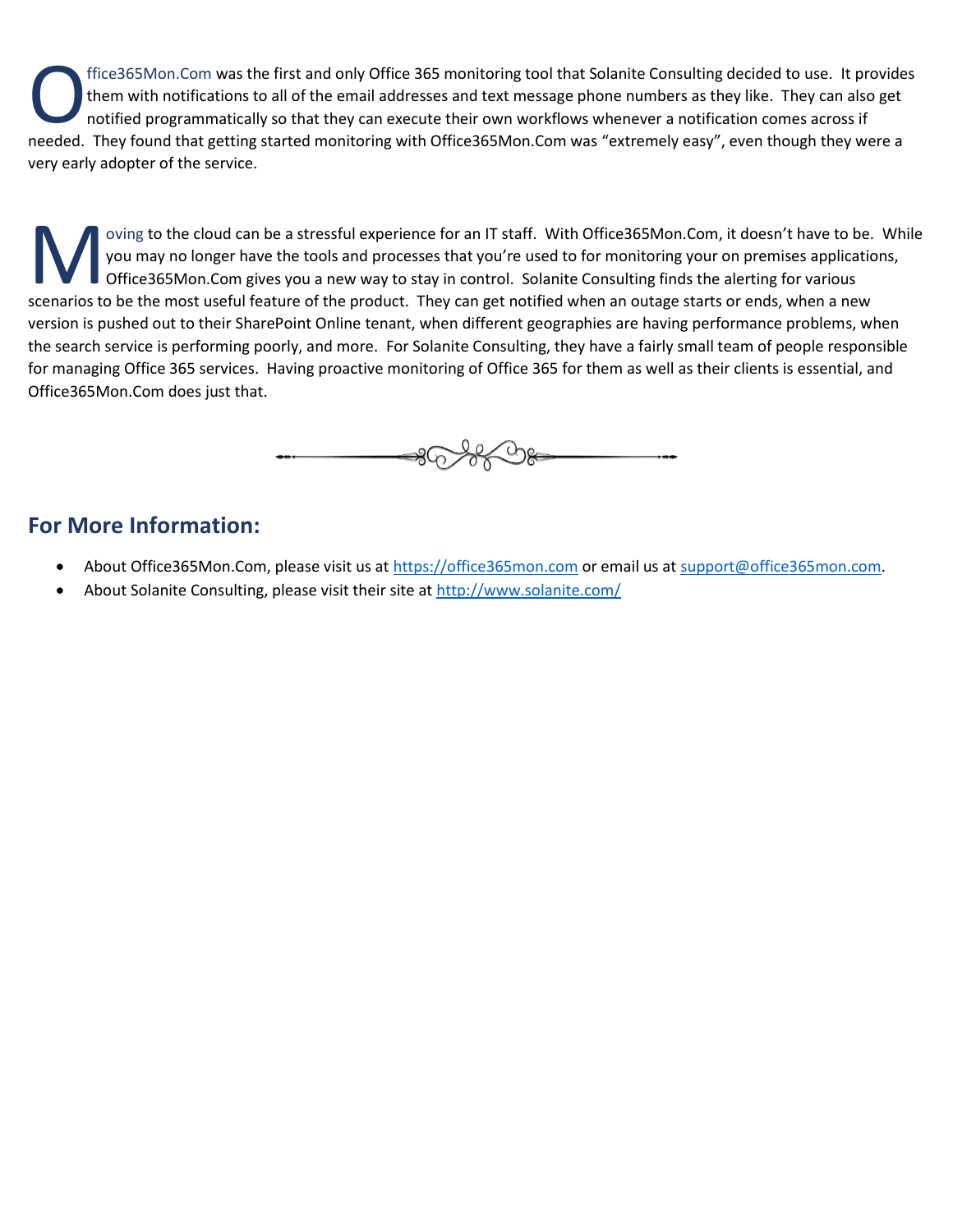Office365Mon.Com was the first and only Office 365 monitoring tool that Solanite Consulting decided to use. It provides them with notifications to all of the email addresses and text message phone numbers as they like. They can also get notified programmatically so that they can execute their own workflows whenever a notification comes across if needed. They found that getting started monitoring with Office365Mon.Com was "extremely easy", even though they were a very early adopter of the service.

Moving to the cloud can be a stressful experience for an IT staff. With Office365Mon.Com, it doesn't have to be. While you may no longer have the tools and processes that you're used to for monitoring your on premises applications, Office365Mon.Com gives you a new way to stay in control. Solanite Consulting finds the alerting for various scenarios to be the most useful feature of the product. They can get notified when an outage starts or ends, when a new version is pushed out to their SharePoint Online tenant, when different geographies are having performance problems, when the search service is performing poorly, and more. For Solanite Consulting, they have a fairly small team of people responsible for managing Office 365 services. Having proactive monitoring of Office 365 for them as well as their clients is essential, and Office365Mon.Com does just that.

## For More Information:

- About Office365Mon.Com, please visit us at https://office365mon.com or email us at support@office365mon.com.
- About Solanite Consulting, please visit their site at http://www.solanite.com/